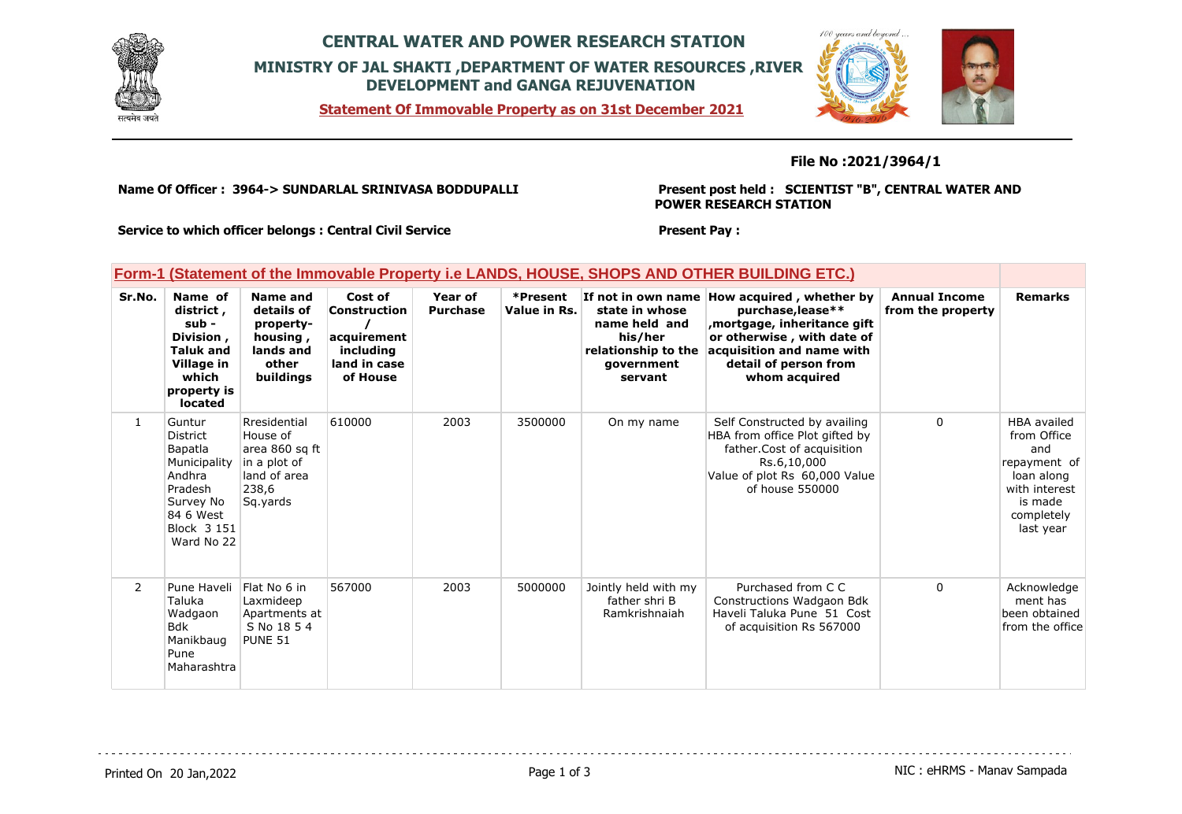# CENTRAL WATER AND POWER RESEARCH STATION

## MINISTRY OF JAL SHAKTI ,DEPARTMENT OF WATER RESOURCES ,RIVER DEVELOPMENT and GANGA REJUVENATION

**Statement Of Immovable Property as on 31st December 2021**

**File No :2021/3964/1**

**Name Of Officer : 3964-> SUNDARLAL SRINIVASA BODDUPALLI**

**Present post held : SCIENTIST "B", CENTRAL WATER AND POWER RESEARCH STATION**

**Service to which officer belongs : Central Civil Service**

**Present Pay :**

### Form-1 (Statement of the Immovable Property i.e LANDS, HOUSE, SHOPS AND OTHER BUILDING ETC.)

| Sr.No. | Name of district , sub - Division , Taluk and Village in which property is located | Name and details of property- housing , lands and other buildings | Cost of Construction / acquirement including land in case of House | Year of Purchase | *Present Value in Rs. | If not in own name state in whose name held and his/her relationship to the government servant | How acquired , whether by purchase,lease** ,mortgage, inheritance gift or otherwise , with date of acquisition and name with detail of person from whom acquired | Annual Income from the property | Remarks |
|---|---|---|---|---|---|---|---|---|---|
| 1 | Guntur District Bapatla Municipality Andhra Pradesh Survey No 84 6 West Block 3 151 Ward No 22 | Rresidential House of area 860 sq ft in a plot of land of area 238,6 Sq.yards | 610000 | 2003 | 3500000 | On my name | Self Constructed by availing HBA from office Plot gifted by father.Cost of acquisition Rs.6,10,000 Value of plot Rs 60,000 Value of house 550000 | 0 | HBA availed from Office and repayment of loan along with interest is made completely last year |
| 2 | Pune Haveli Taluka Wadgaon Bdk Manikbaug Pune Maharashtra | Flat No 6 in Laxmideep Apartments at S No 18 5 4 PUNE 51 | 567000 | 2003 | 5000000 | Jointly held with my father shri B Ramkrishnaiah | Purchased from C C Constructions Wadgaon Bdk Haveli Taluka Pune 51 Cost of acquisition Rs 567000 | 0 | Acknowledge ment has been obtained from the office |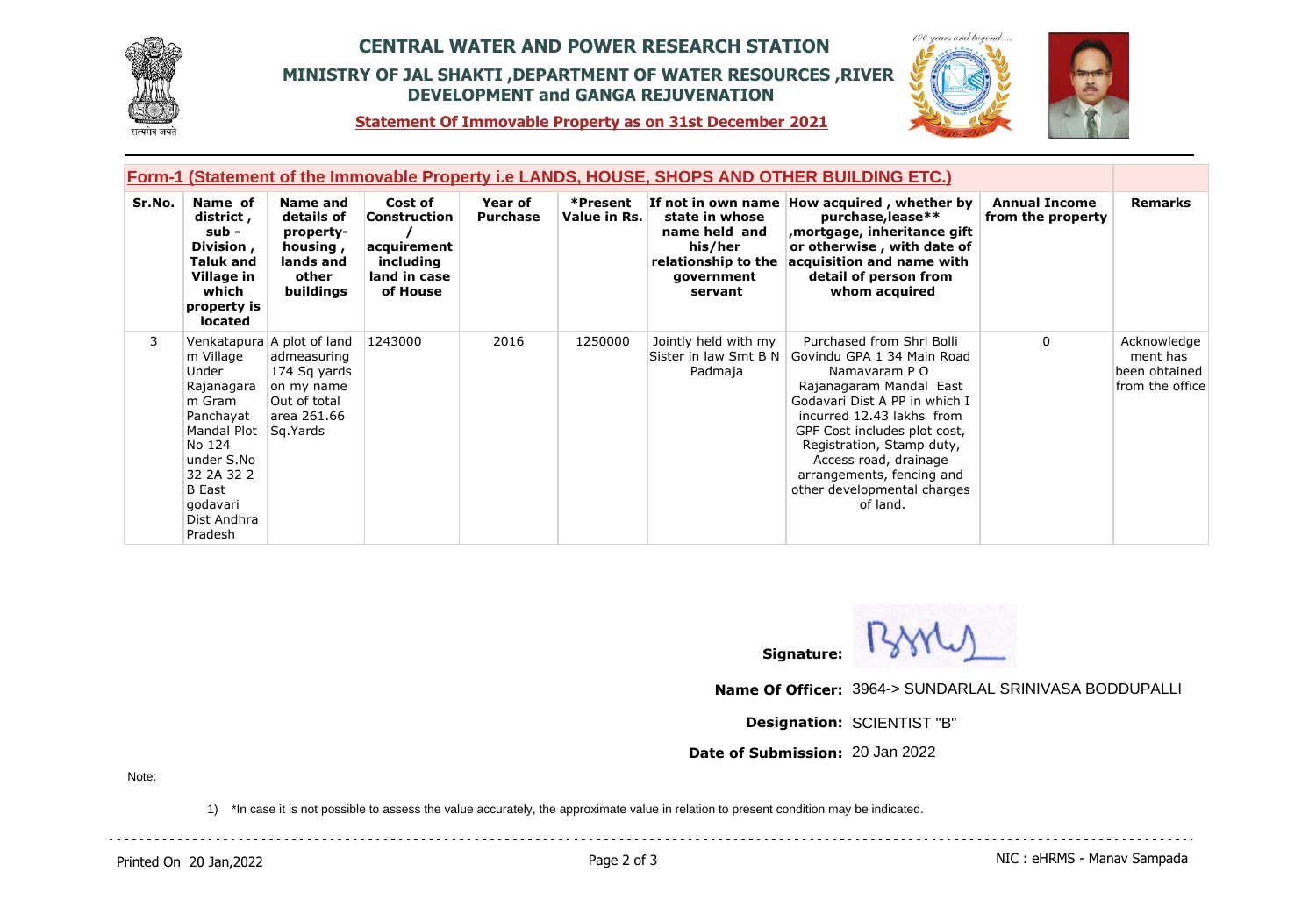# CENTRAL WATER AND POWER RESEARCH STATION

## MINISTRY OF JAL SHAKTI ,DEPARTMENT OF WATER RESOURCES ,RIVER DEVELOPMENT and GANGA REJUVENATION

**Statement Of Immovable Property as on 31st December 2021**

### Form-1 (Statement of the Immovable Property i.e LANDS, HOUSE, SHOPS AND OTHER BUILDING ETC.)

| Sr.No. | Name of district , sub - Division , Taluk and Village in which property is located | Name and details of property- housing , lands and other buildings | Cost of Construction / acquirement including land in case of House | Year of Purchase | *Present Value in Rs. | If not in own name state in whose name held and his/her relationship to the government servant | How acquired , whether by purchase,lease** ,mortgage, inheritance gift or otherwise , with date of acquisition and name with detail of person from whom acquired | Annual Income from the property | Remarks |
|---|---|---|---|---|---|---|---|---|---|
| 3 | Venkatapuram Village Under Rajanagaram Gram Panchayat Mandal Plot No 124 under S.No 32 2A 32 2 B East godavari Dist Andhra Pradesh | A plot of land admeasuring 174 Sq yards on my name Out of total area 261.66 Sq.Yards | 1243000 | 2016 | 1250000 | Jointly held with my Sister in law Smt B N Padmaja | Purchased from Shri Bolli Govindu GPA 1 34 Main Road Namavaram P O Rajanagaram Mandal East Godavari Dist A PP in which I incurred 12.43 lakhs from GPF Cost includes plot cost, Registration, Stamp duty, Access road, drainage arrangements, fencing and other developmental charges of land. | 0 | Acknowledgement has been obtained from the office |

**Signature:**

**Name Of Officer:** 3964-> SUNDARLAL SRINIVASA BODDUPALLI

**Designation:** SCIENTIST "B"

**Date of Submission:** 20 Jan 2022

Note:

1) *In case it is not possible to assess the value accurately, the approximate value in relation to present condition may be indicated.

Printed On 20 Jan,2022

NIC : eHRMS - Manav Sampada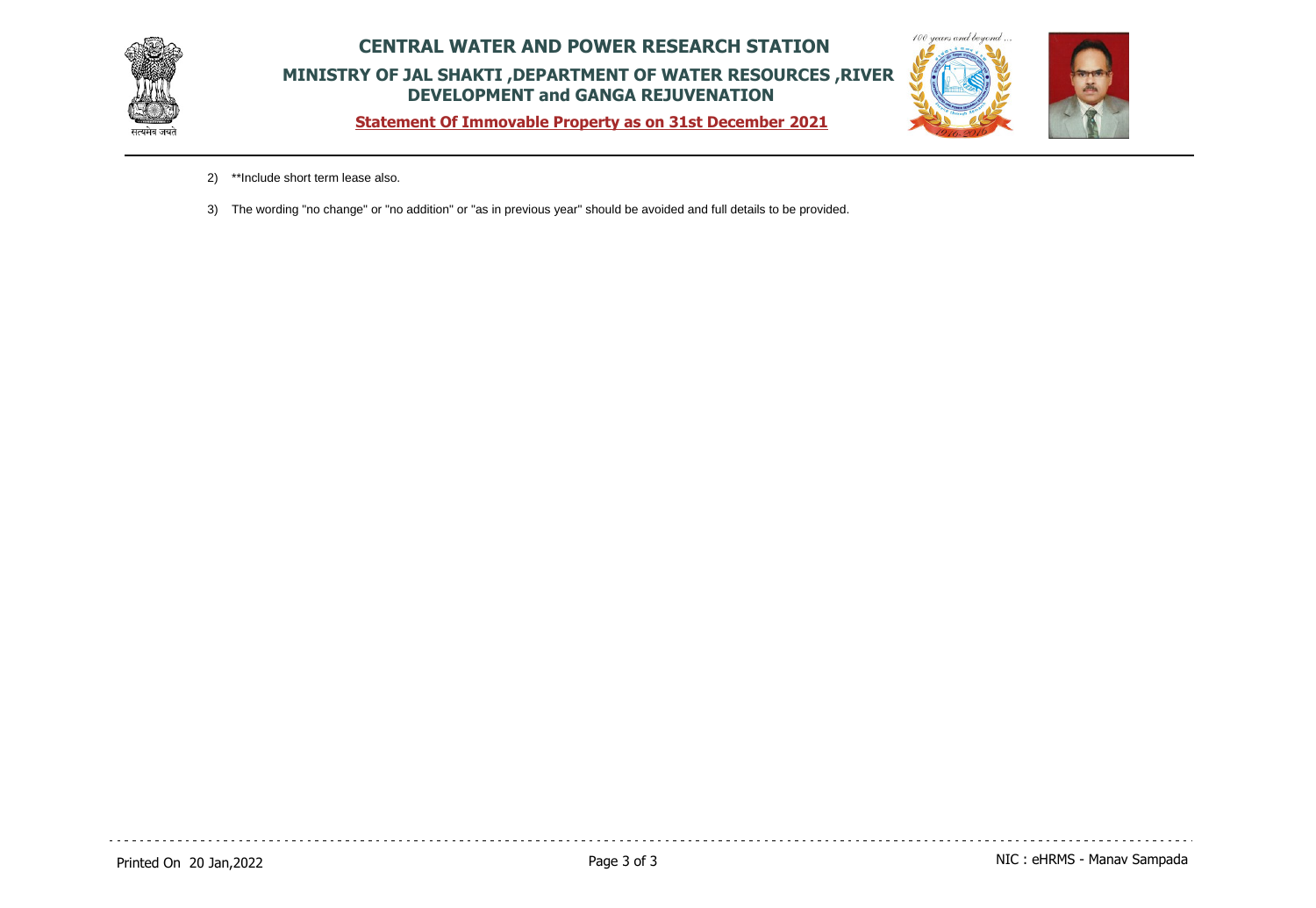2) **Include short term lease also.

3) The wording "no change" or "no addition" or "as in previous year" should be avoided and full details to be provided.